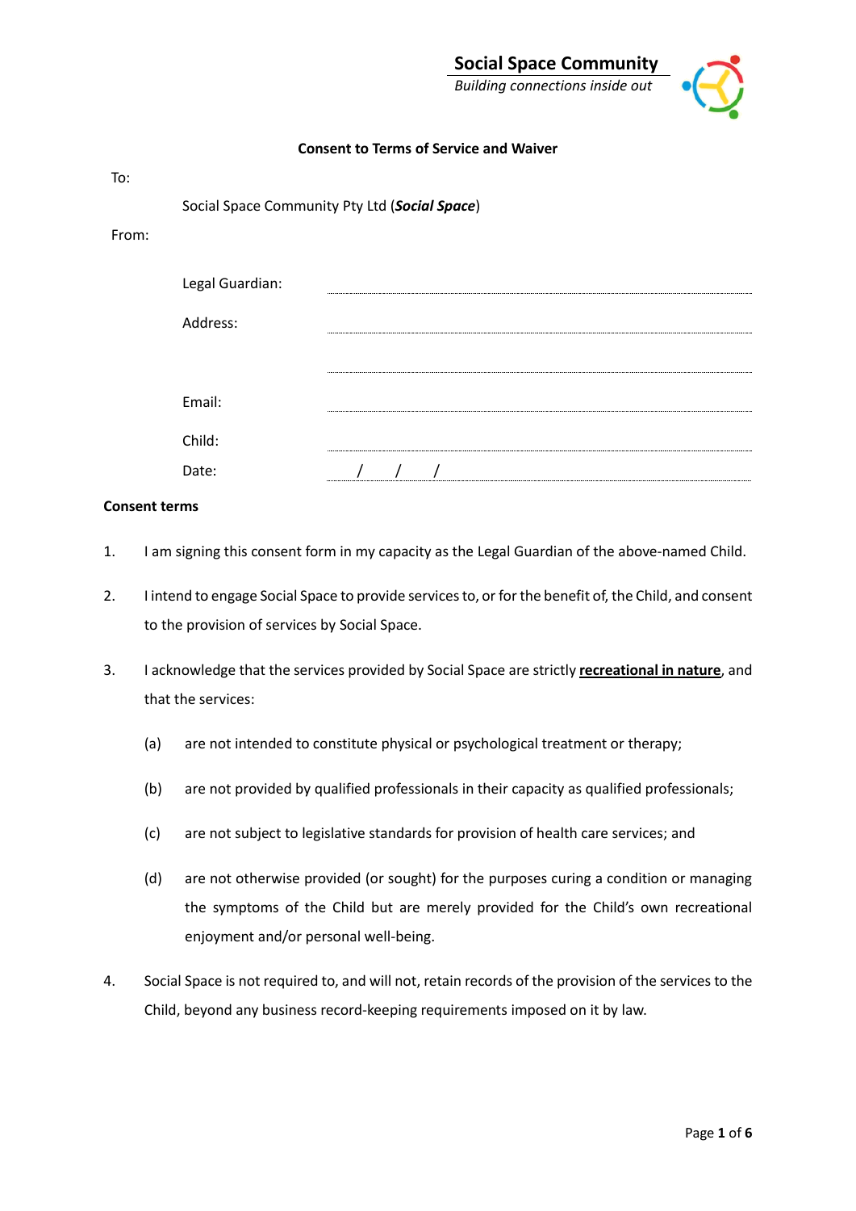**Social Space Community**
*Building connections inside out*

**Consent to Terms of Service and Waiver**

To:

Social Space Community Pty Ltd (***Social Space***)

From:

| | |
|---|---|
| Legal Guardian: | |
| Address: | |
| | |
| Email: | |
| Child: | |
| Date: | / / / |

**Consent terms**

1. I am signing this consent form in my capacity as the Legal Guardian of the above-named Child.

2. I intend to engage Social Space to provide services to, or for the benefit of, the Child, and consent to the provision of services by Social Space.

3. I acknowledge that the services provided by Social Space are strictly **recreational in nature**, and that the services:

   (a) are not intended to constitute physical or psychological treatment or therapy;

   (b) are not provided by qualified professionals in their capacity as qualified professionals;

   (c) are not subject to legislative standards for provision of health care services; and

   (d) are not otherwise provided (or sought) for the purposes curing a condition or managing the symptoms of the Child but are merely provided for the Child's own recreational enjoyment and/or personal well-being.

4. Social Space is not required to, and will not, retain records of the provision of the services to the Child, beyond any business record-keeping requirements imposed on it by law.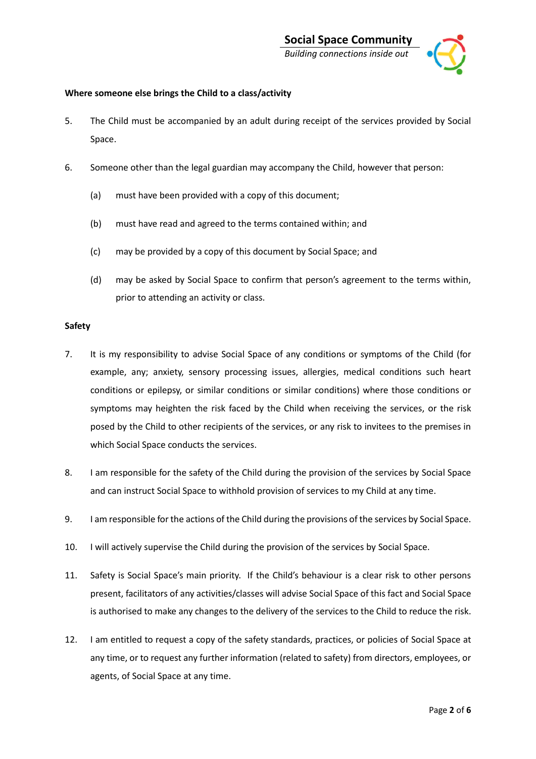**Where someone else brings the Child to a class/activity**

5. The Child must be accompanied by an adult during receipt of the services provided by Social Space.

6. Someone other than the legal guardian may accompany the Child, however that person:

   (a) must have been provided with a copy of this document;

   (b) must have read and agreed to the terms contained within; and

   (c) may be provided by a copy of this document by Social Space; and

   (d) may be asked by Social Space to confirm that person's agreement to the terms within, prior to attending an activity or class.

**Safety**

7. It is my responsibility to advise Social Space of any conditions or symptoms of the Child (for example, any; anxiety, sensory processing issues, allergies, medical conditions such heart conditions or epilepsy, or similar conditions or similar conditions) where those conditions or symptoms may heighten the risk faced by the Child when receiving the services, or the risk posed by the Child to other recipients of the services, or any risk to invitees to the premises in which Social Space conducts the services.

8. I am responsible for the safety of the Child during the provision of the services by Social Space and can instruct Social Space to withhold provision of services to my Child at any time.

9. I am responsible for the actions of the Child during the provisions of the services by Social Space.

10. I will actively supervise the Child during the provision of the services by Social Space.

11. Safety is Social Space's main priority. If the Child's behaviour is a clear risk to other persons present, facilitators of any activities/classes will advise Social Space of this fact and Social Space is authorised to make any changes to the delivery of the services to the Child to reduce the risk.

12. I am entitled to request a copy of the safety standards, practices, or policies of Social Space at any time, or to request any further information (related to safety) from directors, employees, or agents, of Social Space at any time.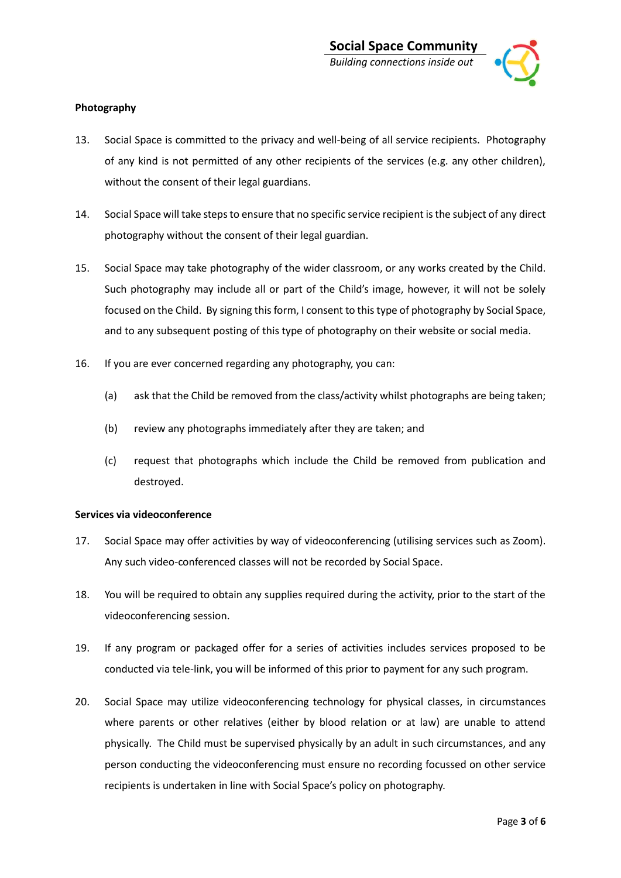**Photography**

13. Social Space is committed to the privacy and well-being of all service recipients. Photography of any kind is not permitted of any other recipients of the services (e.g. any other children), without the consent of their legal guardians.

14. Social Space will take steps to ensure that no specific service recipient is the subject of any direct photography without the consent of their legal guardian.

15. Social Space may take photography of the wider classroom, or any works created by the Child. Such photography may include all or part of the Child's image, however, it will not be solely focused on the Child. By signing this form, I consent to this type of photography by Social Space, and to any subsequent posting of this type of photography on their website or social media.

16. If you are ever concerned regarding any photography, you can:

    (a) ask that the Child be removed from the class/activity whilst photographs are being taken;

    (b) review any photographs immediately after they are taken; and

    (c) request that photographs which include the Child be removed from publication and destroyed.

**Services via videoconference**

17. Social Space may offer activities by way of videoconferencing (utilising services such as Zoom). Any such video-conferenced classes will not be recorded by Social Space.

18. You will be required to obtain any supplies required during the activity, prior to the start of the videoconferencing session.

19. If any program or packaged offer for a series of activities includes services proposed to be conducted via tele-link, you will be informed of this prior to payment for any such program.

20. Social Space may utilize videoconferencing technology for physical classes, in circumstances where parents or other relatives (either by blood relation or at law) are unable to attend physically. The Child must be supervised physically by an adult in such circumstances, and any person conducting the videoconferencing must ensure no recording focussed on other service recipients is undertaken in line with Social Space's policy on photography.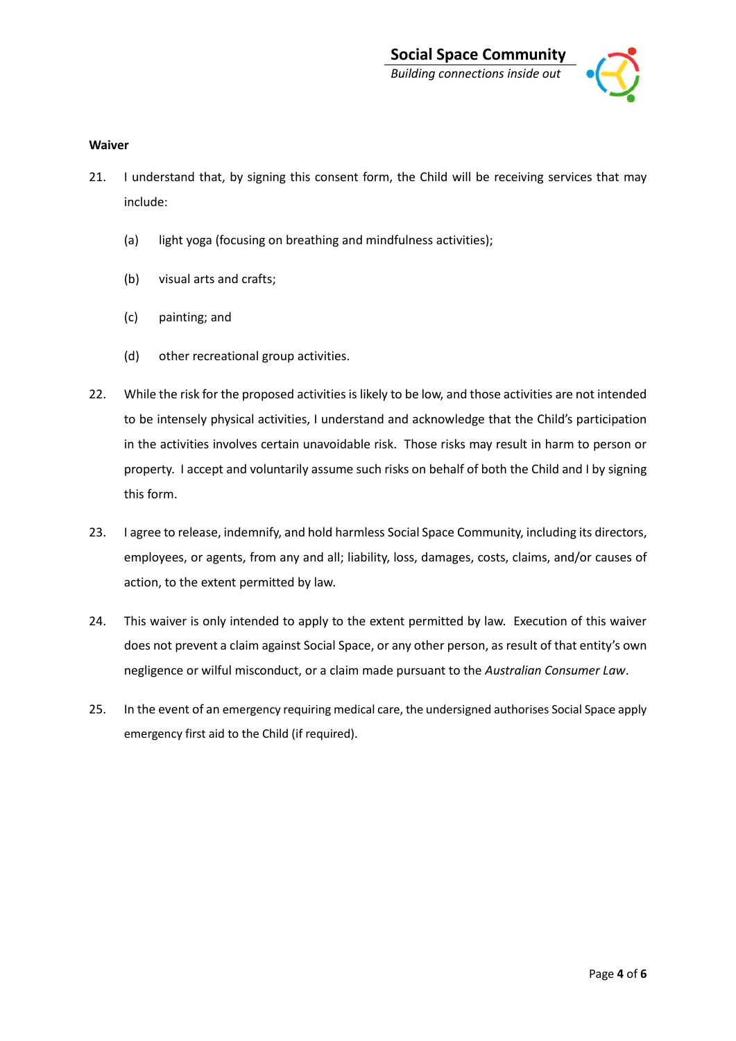**Waiver**

21. I understand that, by signing this consent form, the Child will be receiving services that may include:

    (a) light yoga (focusing on breathing and mindfulness activities);

    (b) visual arts and crafts;

    (c) painting; and

    (d) other recreational group activities.

22. While the risk for the proposed activities is likely to be low, and those activities are not intended to be intensely physical activities, I understand and acknowledge that the Child's participation in the activities involves certain unavoidable risk. Those risks may result in harm to person or property. I accept and voluntarily assume such risks on behalf of both the Child and I by signing this form.

23. I agree to release, indemnify, and hold harmless Social Space Community, including its directors, employees, or agents, from any and all; liability, loss, damages, costs, claims, and/or causes of action, to the extent permitted by law.

24. This waiver is only intended to apply to the extent permitted by law. Execution of this waiver does not prevent a claim against Social Space, or any other person, as result of that entity's own negligence or wilful misconduct, or a claim made pursuant to the *Australian Consumer Law*.

25. In the event of an emergency requiring medical care, the undersigned authorises Social Space apply emergency first aid to the Child (if required).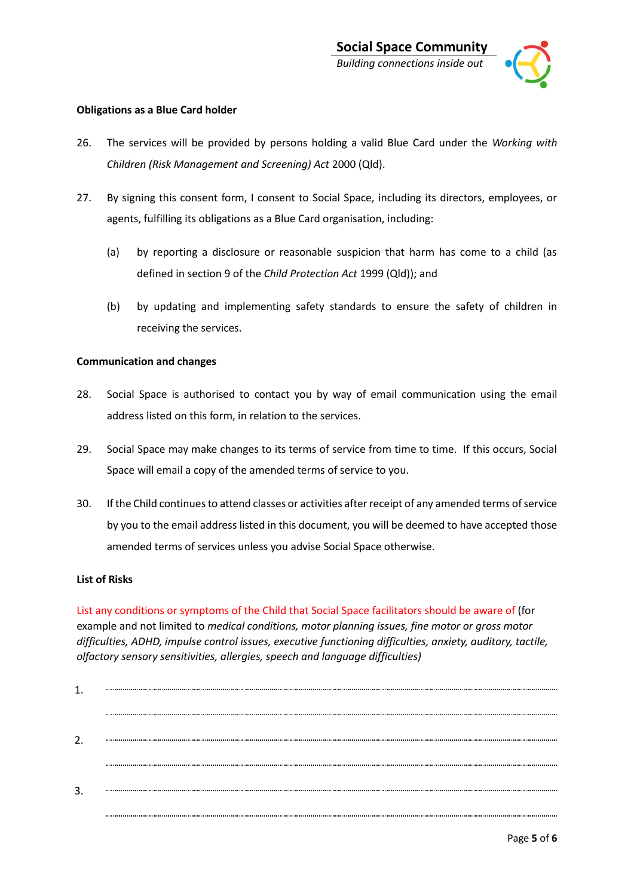**Obligations as a Blue Card holder**

26. The services will be provided by persons holding a valid Blue Card under the *Working with Children (Risk Management and Screening) Act* 2000 (Qld).

27. By signing this consent form, I consent to Social Space, including its directors, employees, or agents, fulfilling its obligations as a Blue Card organisation, including:

    (a) by reporting a disclosure or reasonable suspicion that harm has come to a child (as defined in section 9 of the *Child Protection Act* 1999 (Qld)); and

    (b) by updating and implementing safety standards to ensure the safety of children in receiving the services.

**Communication and changes**

28. Social Space is authorised to contact you by way of email communication using the email address listed on this form, in relation to the services.

29. Social Space may make changes to its terms of service from time to time. If this occurs, Social Space will email a copy of the amended terms of service to you.

30. If the Child continues to attend classes or activities after receipt of any amended terms of service by you to the email address listed in this document, you will be deemed to have accepted those amended terms of services unless you advise Social Space otherwise.

**List of Risks**

List any conditions or symptoms of the Child that Social Space facilitators should be aware of (for example and not limited to *medical conditions, motor planning issues, fine motor or gross motor difficulties, ADHD, impulse control issues, executive functioning difficulties, anxiety, auditory, tactile, olfactory sensory sensitivities, allergies, speech and language difficulties)*

1. ..............................................................................................................

   ..............................................................................................................

2. ..............................................................................................................

   ..............................................................................................................

3. ..............................................................................................................

   ..............................................................................................................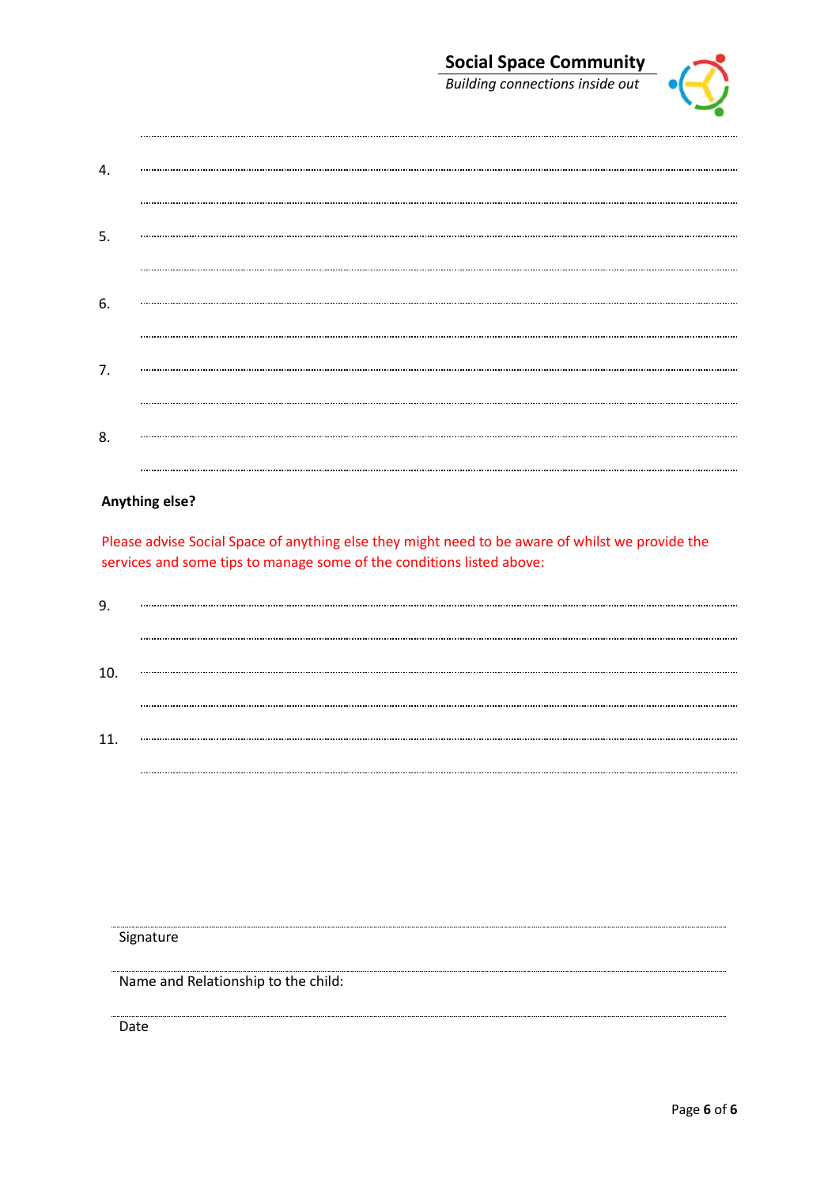4. ..........................................................................................

..........................................................................................

5. ..........................................................................................

..........................................................................................

6. ..........................................................................................

..........................................................................................

7. ..........................................................................................

..........................................................................................

8. ..........................................................................................

..........................................................................................

**Anything else?**

Please advise Social Space of anything else they might need to be aware of whilst we provide the services and some tips to manage some of the conditions listed above:

9. ..........................................................................................

..........................................................................................

10. ..........................................................................................

..........................................................................................

11. ..........................................................................................

..........................................................................................

..........................................................................................

Signature

..........................................................................................

Name and Relationship to the child:

..........................................................................................

Date